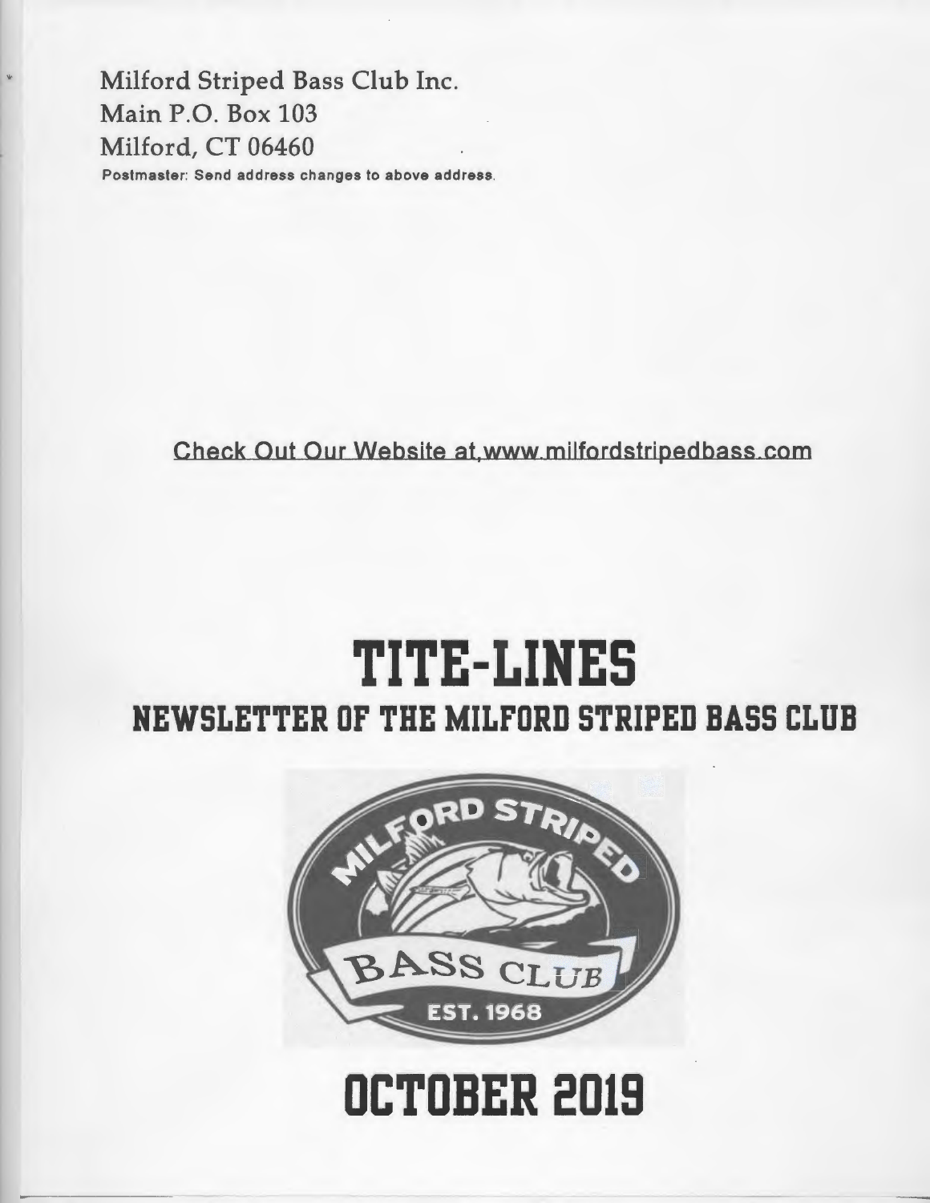Milford Striped Bass Club Inc.
Main P.O. Box 103
Milford, CT 06460

Postmaster: Send address changes to above address.

Check Out Our Website at www.milfordstripedbass.com

# TITE-LINES

## NEWSLETTER OF THE MILFORD STRIPED BASS CLUB

# OCTOBER 2019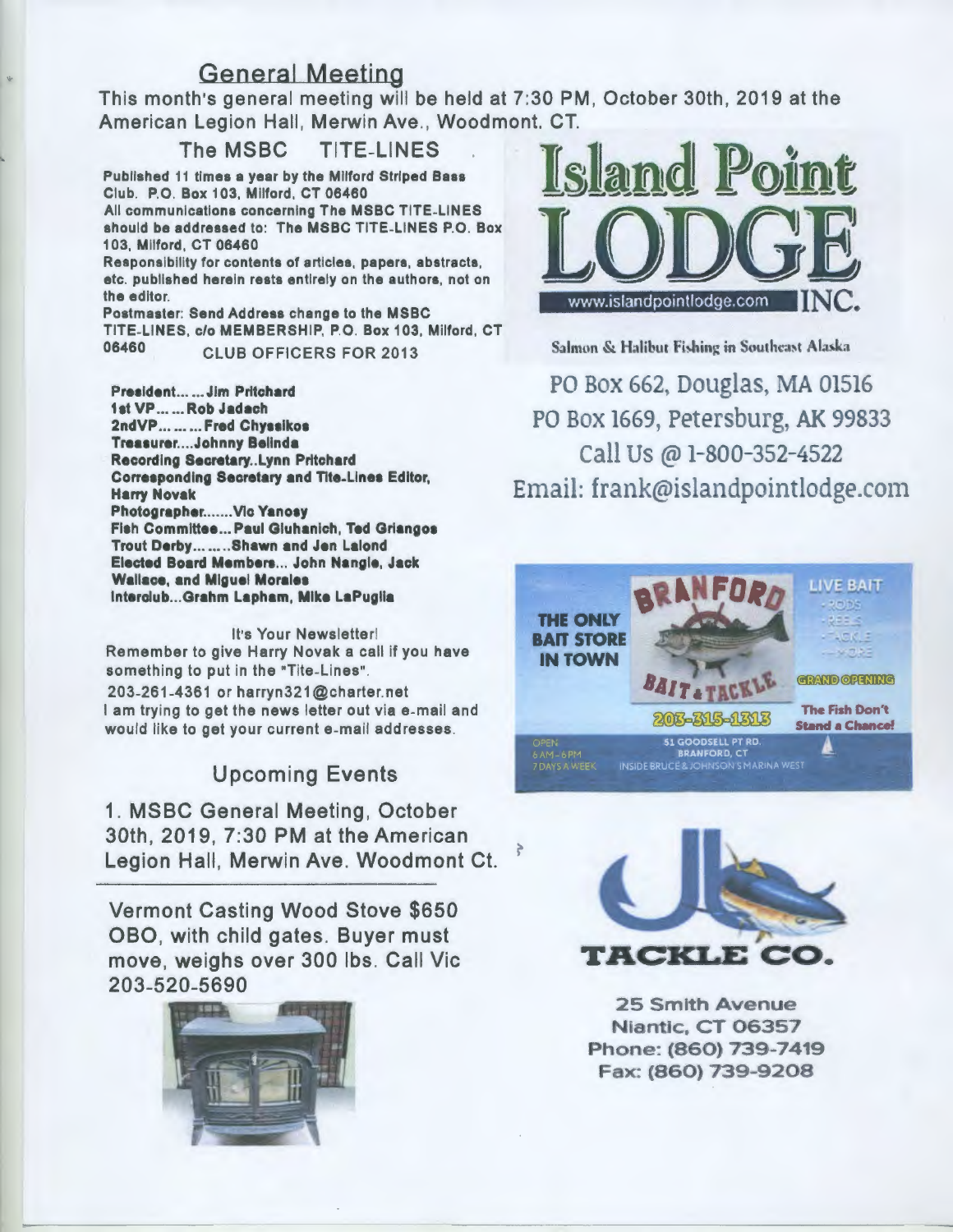## General Meeting

This month's general meeting will be held at 7:30 PM, October 30th, 2019 at the American Legion Hall, Merwin Ave., Woodmont. CT.

### The MSBC TITE-LINES

Published 11 times a year by the Milford Striped Bass Club. P.O. Box 103, Milford, CT 06460

All communications concerning The MSBC TITE-LINES should be addressed to: The MSBC TITE-LINES P.O. Box 103, Milford, CT 06460

Responsibility for contents of articles, papers, abstracts, etc. published herein rests entirely on the authors, not on the editor.

Postmaster: Send Address change to the MSBC TITE-LINES, c/o MEMBERSHIP, P.O. Box 103, Milford, CT 06460

CLUB OFFICERS FOR 2013

**President......Jim Pritchard**
**1st VP......Rob Jadach**
**2ndVP.........Fred Chyssikos**
**Treasurer....Johnny Belinda**
**Recording Secretary..Lynn Pritchard**
**Corresponding Secretary and Tite-Lines Editor, Harry Novak**
**Photographer.......Vic Yanosy**
**Fish Committee...Paul Gluhanich, Ted Griangos**
**Trout Derby.........Shawn and Jen Lalond**
**Elected Board Members... John Nangle, Jack Wallace, and Miguel Morales**
**Interclub...Grahm Lapham, Mike LaPuglia**

It's Your Newsletter!
Remember to give Harry Novak a call if you have something to put in the "Tite-Lines".
203-261-4361 or harryn321@charter.net
I am trying to get the news letter out via e-mail and would like to get your current e-mail addresses.

## Upcoming Events

1. MSBC General Meeting, October 30th, 2019, 7:30 PM at the American Legion Hall, Merwin Ave. Woodmont Ct.

---

Vermont Casting Wood Stove $650 OBO, with child gates. Buyer must move, weighs over 300 lbs. Call Vic 203-520-5690

**Island Point LODGE INC.**
www.islandpointlodge.com

Salmon & Halibut Fishing in Southeast Alaska

PO Box 662, Douglas, MA 01516
PO Box 1669, Petersburg, AK 99833
Call Us @ 1-800-352-4522
Email: frank@islandpointlodge.com

**BRANFORD BAIT & TACKLE**

THE ONLY BAIT STORE IN TOWN

LIVE BAIT
- RODS
- REELS
- TACKLE
- MORE

GRAND OPENING

203-315-1313

The Fish Don't Stand a Chance!

OPEN 6AM-6PM 7 DAYS A WEEK

51 GOODSELL PT RD. BRANFORD, CT
INSIDE BRUCE & JOHNSON'S MARINA WEST

**JB TACKLE CO.**

25 Smith Avenue
Niantic, CT 06357
Phone: (860) 739-7419
Fax: (860) 739-9208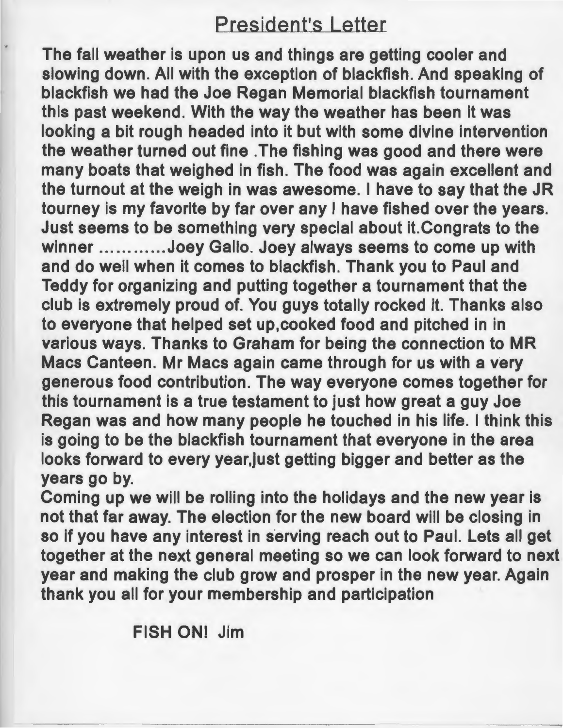## President's Letter

The fall weather is upon us and things are getting cooler and slowing down. All with the exception of blackfish. And speaking of blackfish we had the Joe Regan Memorial blackfish tournament this past weekend. With the way the weather has been it was looking a bit rough headed into it but with some divine intervention the weather turned out fine .The fishing was good and there were many boats that weighed in fish. The food was again excellent and the turnout at the weigh in was awesome. I have to say that the JR tourney is my favorite by far over any I have fished over the years. Just seems to be something very special about it.Congrats to the winner ............Joey Gallo. Joey always seems to come up with and do well when it comes to blackfish. Thank you to Paul and Teddy for organizing and putting together a tournament that the club is extremely proud of. You guys totally rocked it. Thanks also to everyone that helped set up,cooked food and pitched in in various ways. Thanks to Graham for being the connection to MR Macs Canteen. Mr Macs again came through for us with a very generous food contribution. The way everyone comes together for this tournament is a true testament to just how great a guy Joe Regan was and how many people he touched in his life. I think this is going to be the blackfish tournament that everyone in the area looks forward to every year,just getting bigger and better as the years go by.

Coming up we will be rolling into the holidays and the new year is not that far away. The election for the new board will be closing in so if you have any interest in serving reach out to Paul. Lets all get together at the next general meeting so we can look forward to next year and making the club grow and prosper in the new year. Again thank you all for your membership and participation

FISH ON! Jim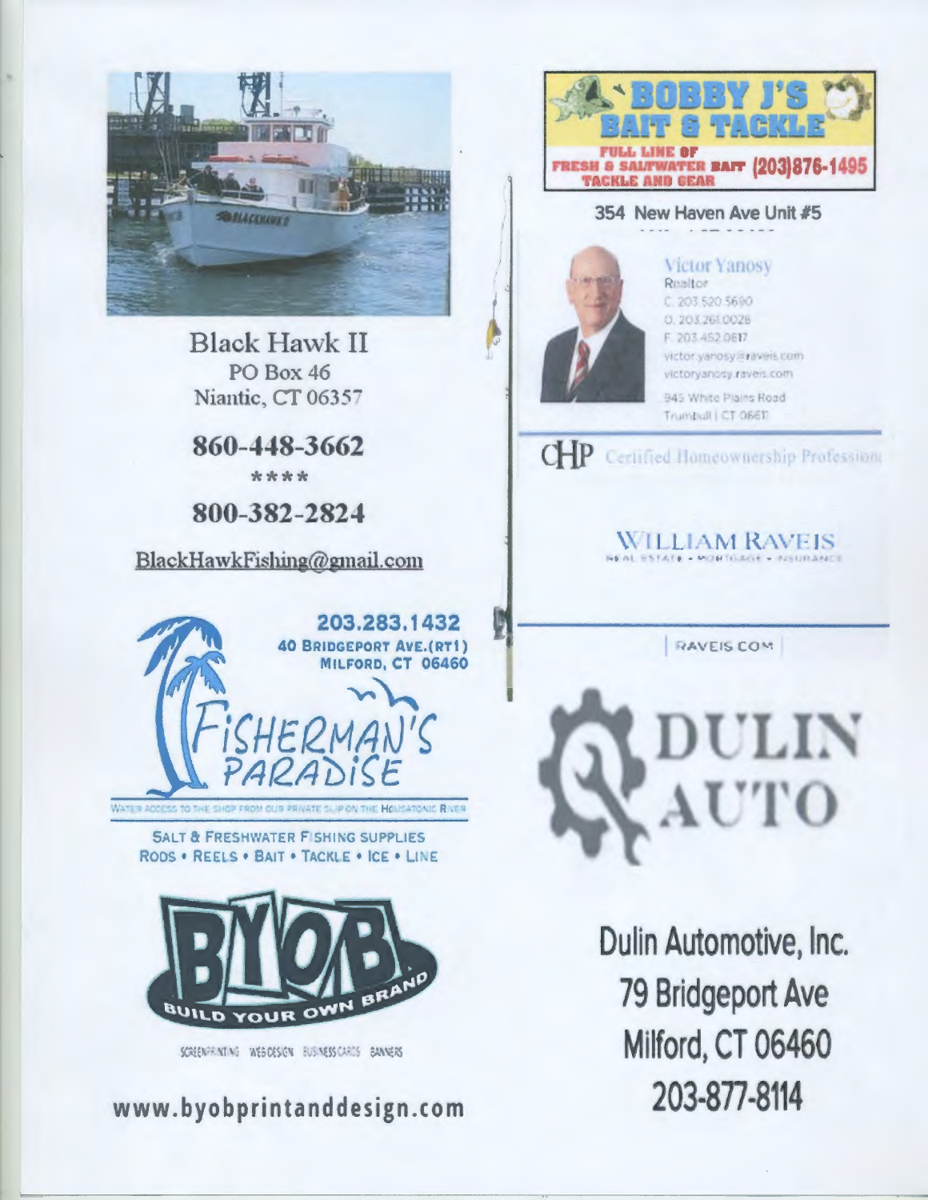Black Hawk II
PO Box 46
Niantic, CT 06357

**860-448-3662**

\*\*\*\*

**800-382-2824**

BlackHawkFishing@gmail.com

**203.283.1432**
**40 BRIDGEPORT AVE.(RT1)**
**MILFORD, CT 06460**

FISHERMAN'S PARADISE

WATER ACCESS TO THE SHOP FROM OUR PRIVATE SLIP ON THE HOUSATONIC RIVER

SALT & FRESHWATER FISHING SUPPLIES
RODS • REELS • BAIT • TACKLE • ICE • LINE

BYOB
BUILD YOUR OWN BRAND

SCREENPRINTING WEB DESIGN BUSINESS CARDS BANNERS

**www.byobprintanddesign.com**

**BOBBY J'S BAIT & TACKLE**
FULL LINE OF FRESH & SALTWATER BAIT TACKLE AND GEAR (203)876-1495

354 New Haven Ave Unit #5

Victor Yanosy
Realtor
C. 203.520.5690
O. 203.261.0028
F. 203.452.0617
victor.yanosy@raveis.com
victoryanosy.raveis.com
945 White Plains Road
Trumbull | CT 06611

CHP Certified Homeownership Professional

WILLIAM RAVEIS
REAL ESTATE • MORTGAGE • INSURANCE

RAVEIS.COM

DULIN AUTO

**Dulin Automotive, Inc.**
**79 Bridgeport Ave**
**Milford, CT 06460**
**203-877-8114**